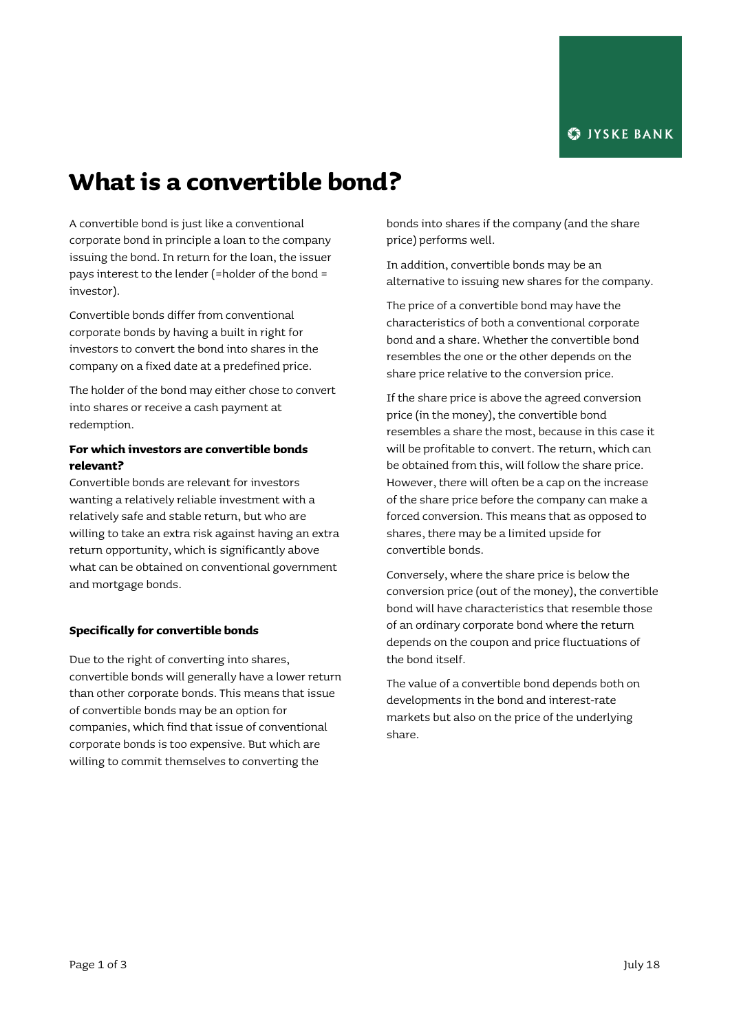# What is a convertible bond?

A convertible bond is just like a conventional corporate bond in principle a loan to the company issuing the bond. In return for the loan, the issuer pays interest to the lender (=holder of the bond = investor).

Convertible bonds differ from conventional corporate bonds by having a built in right for investors to convert the bond into shares in the company on a fixed date at a predefined price.

The holder of the bond may either chose to convert into shares or receive a cash payment at redemption.

**For which investors are convertible bonds relevant?**

Convertible bonds are relevant for investors wanting a relatively reliable investment with a relatively safe and stable return, but who are willing to take an extra risk against having an extra return opportunity, which is significantly above what can be obtained on conventional government and mortgage bonds.

**Specifically for convertible bonds**

Due to the right of converting into shares, convertible bonds will generally have a lower return than other corporate bonds. This means that issue of convertible bonds may be an option for companies, which find that issue of conventional corporate bonds is too expensive. But which are willing to commit themselves to converting the bonds into shares if the company (and the share price) performs well.

In addition, convertible bonds may be an alternative to issuing new shares for the company.

The price of a convertible bond may have the characteristics of both a conventional corporate bond and a share. Whether the convertible bond resembles the one or the other depends on the share price relative to the conversion price.

If the share price is above the agreed conversion price (in the money), the convertible bond resembles a share the most, because in this case it will be profitable to convert. The return, which can be obtained from this, will follow the share price. However, there will often be a cap on the increase of the share price before the company can make a forced conversion. This means that as opposed to shares, there may be a limited upside for convertible bonds.

Conversely, where the share price is below the conversion price (out of the money), the convertible bond will have characteristics that resemble those of an ordinary corporate bond where the return depends on the coupon and price fluctuations of the bond itself.

The value of a convertible bond depends both on developments in the bond and interest-rate markets but also on the price of the underlying share.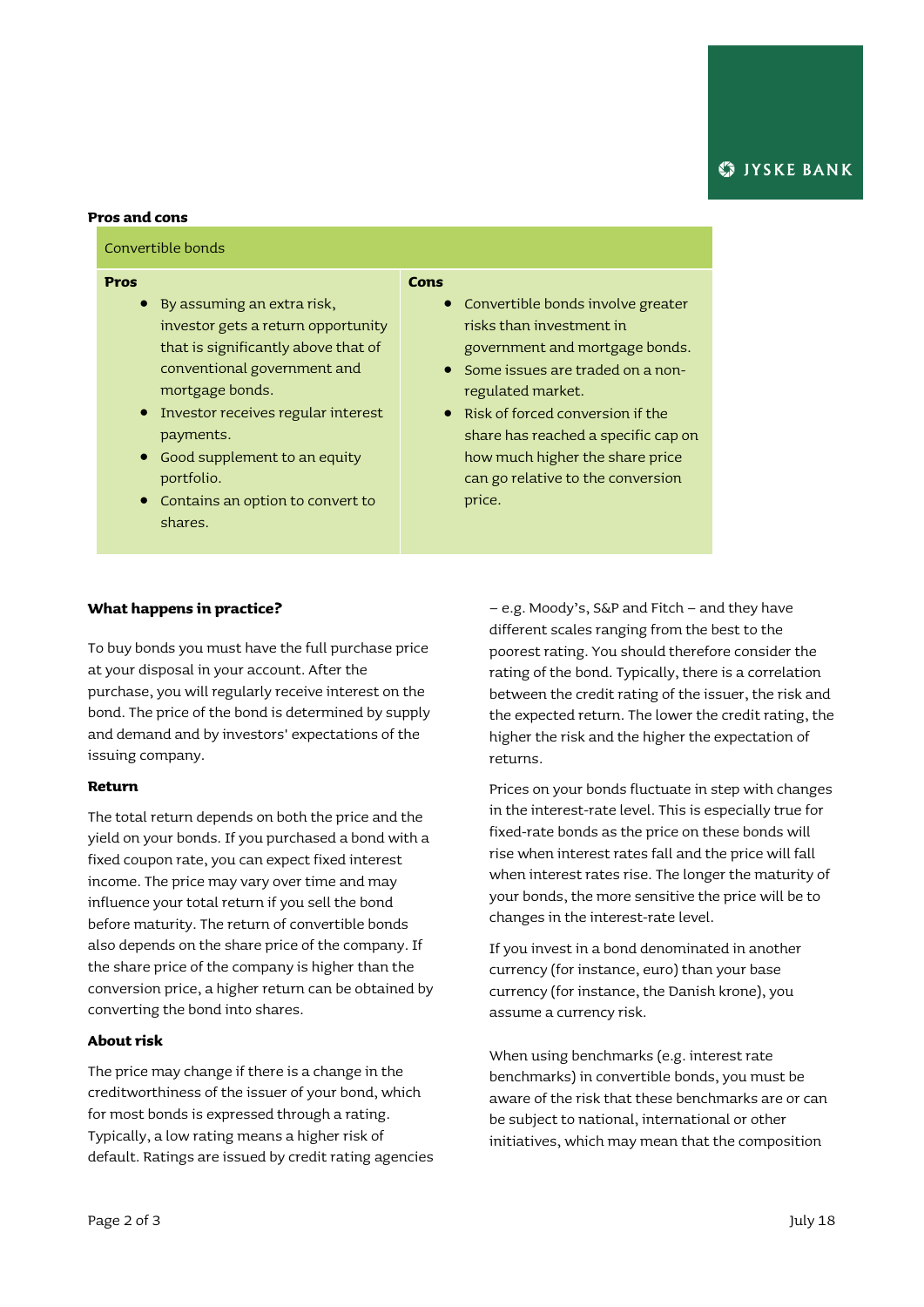**Pros and cons**

| Convertible bonds | |
|---|---|
| **Pros** | **Cons** |
| • By assuming an extra risk, investor gets a return opportunity that is significantly above that of conventional government and mortgage bonds.<br>• Investor receives regular interest payments.<br>• Good supplement to an equity portfolio.<br>• Contains an option to convert to shares. | • Convertible bonds involve greater risks than investment in government and mortgage bonds.<br>• Some issues are traded on a non-regulated market.<br>• Risk of forced conversion if the share has reached a specific cap on how much higher the share price can go relative to the conversion price. |

**What happens in practice?**

To buy bonds you must have the full purchase price at your disposal in your account. After the purchase, you will regularly receive interest on the bond. The price of the bond is determined by supply and demand and by investors' expectations of the issuing company.

**Return**

The total return depends on both the price and the yield on your bonds. If you purchased a bond with a fixed coupon rate, you can expect fixed interest income. The price may vary over time and may influence your total return if you sell the bond before maturity. The return of convertible bonds also depends on the share price of the company. If the share price of the company is higher than the conversion price, a higher return can be obtained by converting the bond into shares.

**About risk**

The price may change if there is a change in the creditworthiness of the issuer of your bond, which for most bonds is expressed through a rating. Typically, a low rating means a higher risk of default. Ratings are issued by credit rating agencies – e.g. Moody's, S&P and Fitch – and they have different scales ranging from the best to the poorest rating. You should therefore consider the rating of the bond. Typically, there is a correlation between the credit rating of the issuer, the risk and the expected return. The lower the credit rating, the higher the risk and the higher the expectation of returns.

Prices on your bonds fluctuate in step with changes in the interest-rate level. This is especially true for fixed-rate bonds as the price on these bonds will rise when interest rates fall and the price will fall when interest rates rise. The longer the maturity of your bonds, the more sensitive the price will be to changes in the interest-rate level.

If you invest in a bond denominated in another currency (for instance, euro) than your base currency (for instance, the Danish krone), you assume a currency risk.

When using benchmarks (e.g. interest rate benchmarks) in convertible bonds, you must be aware of the risk that these benchmarks are or can be subject to national, international or other initiatives, which may mean that the composition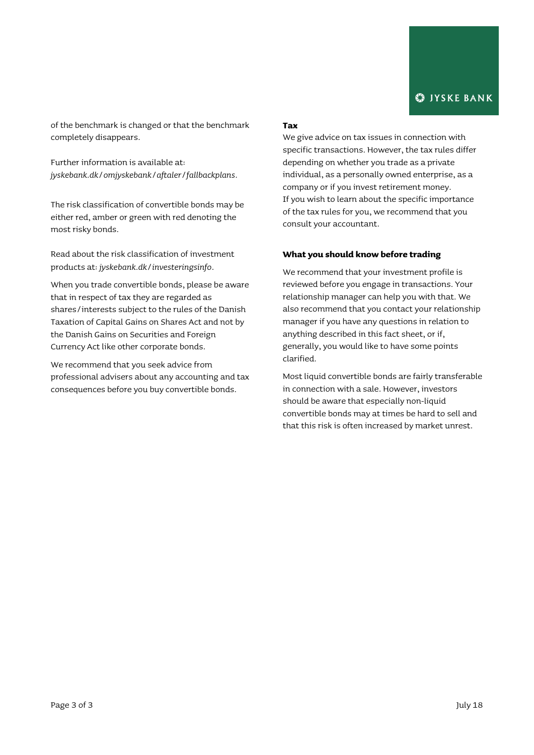of the benchmark is changed or that the benchmark completely disappears.

Further information is available at: *jyskebank.dk/omjyskebank/aftaler/fallbackplans*.

The risk classification of convertible bonds may be either red, amber or green with red denoting the most risky bonds.

Read about the risk classification of investment products at: *jyskebank.dk/investeringsinfo*.

When you trade convertible bonds, please be aware that in respect of tax they are regarded as shares/interests subject to the rules of the Danish Taxation of Capital Gains on Shares Act and not by the Danish Gains on Securities and Foreign Currency Act like other corporate bonds.

We recommend that you seek advice from professional advisers about any accounting and tax consequences before you buy convertible bonds.

**Tax**

We give advice on tax issues in connection with specific transactions. However, the tax rules differ depending on whether you trade as a private individual, as a personally owned enterprise, as a company or if you invest retirement money. If you wish to learn about the specific importance of the tax rules for you, we recommend that you consult your accountant.

**What you should know before trading**

We recommend that your investment profile is reviewed before you engage in transactions. Your relationship manager can help you with that. We also recommend that you contact your relationship manager if you have any questions in relation to anything described in this fact sheet, or if, generally, you would like to have some points clarified.

Most liquid convertible bonds are fairly transferable in connection with a sale. However, investors should be aware that especially non-liquid convertible bonds may at times be hard to sell and that this risk is often increased by market unrest.